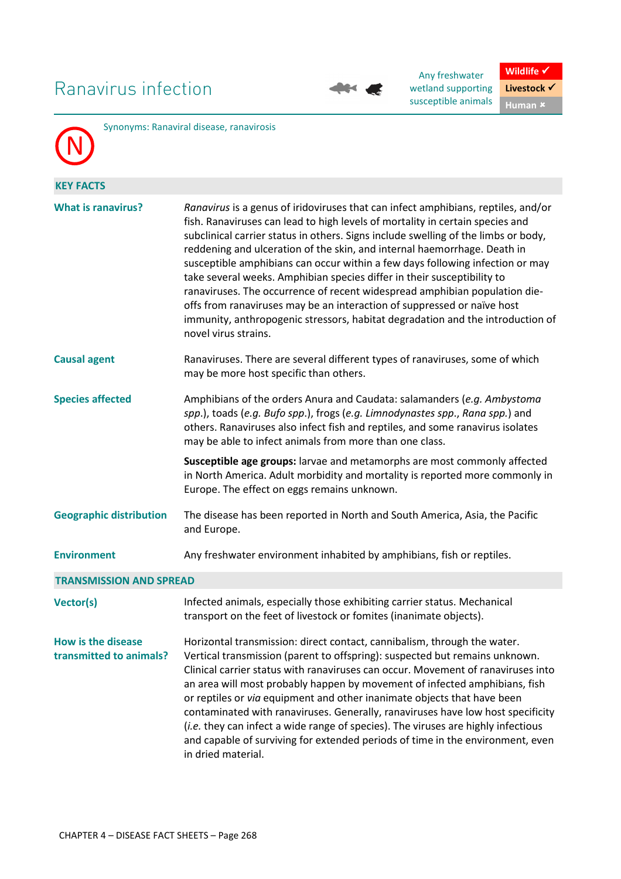# Ranavirus infection

Any freshwater wetland supporting susceptible animals

Wildlife ✓
Livestock ✓
Human ✖

Synonyms: Ranaviral disease, ranavirosis

N

## KEY FACTS

| | |
|---|---|
| **What is ranavirus?** | *Ranavirus* is a genus of iridoviruses that can infect amphibians, reptiles, and/or fish. Ranaviruses can lead to high levels of mortality in certain species and subclinical carrier status in others. Signs include swelling of the limbs or body, reddening and ulceration of the skin, and internal haemorrhage. Death in susceptible amphibians can occur within a few days following infection or may take several weeks. Amphibian species differ in their susceptibility to ranaviruses. The occurrence of recent widespread amphibian population die-offs from ranaviruses may be an interaction of suppressed or naïve host immunity, anthropogenic stressors, habitat degradation and the introduction of novel virus strains. |
| **Causal agent** | Ranaviruses. There are several different types of ranaviruses, some of which may be more host specific than others. |
| **Species affected** | Amphibians of the orders Anura and Caudata: salamanders (*e.g. Ambystoma spp*.), toads (*e.g. Bufo spp*.), frogs (*e.g. Limnodynastes spp*., *Rana spp.*) and others. Ranaviruses also infect fish and reptiles, and some ranavirus isolates may be able to infect animals from more than one class. <br><br> **Susceptible age groups:** larvae and metamorphs are most commonly affected in North America. Adult morbidity and mortality is reported more commonly in Europe. The effect on eggs remains unknown. |
| **Geographic distribution** | The disease has been reported in North and South America, Asia, the Pacific and Europe. |
| **Environment** | Any freshwater environment inhabited by amphibians, fish or reptiles. |

## TRANSMISSION AND SPREAD

| | |
|---|---|
| **Vector(s)** | Infected animals, especially those exhibiting carrier status. Mechanical transport on the feet of livestock or fomites (inanimate objects). |
| **How is the disease transmitted to animals?** | Horizontal transmission: direct contact, cannibalism, through the water. Vertical transmission (parent to offspring): suspected but remains unknown. Clinical carrier status with ranaviruses can occur. Movement of ranaviruses into an area will most probably happen by movement of infected amphibians, fish or reptiles or *via* equipment and other inanimate objects that have been contaminated with ranaviruses. Generally, ranaviruses have low host specificity (*i.e.* they can infect a wide range of species). The viruses are highly infectious and capable of surviving for extended periods of time in the environment, even in dried material. |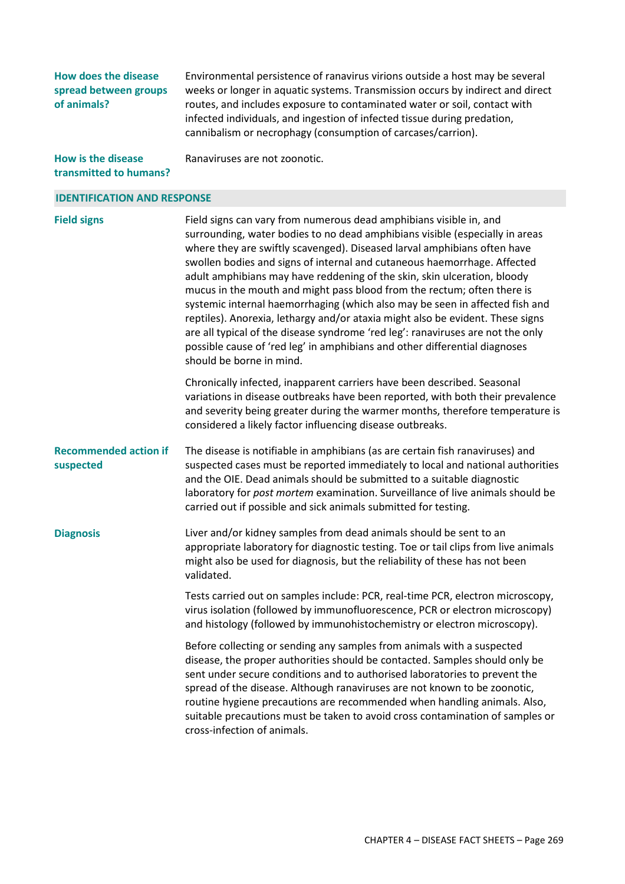**How does the disease spread between groups of animals?**

Environmental persistence of ranavirus virions outside a host may be several weeks or longer in aquatic systems. Transmission occurs by indirect and direct routes, and includes exposure to contaminated water or soil, contact with infected individuals, and ingestion of infected tissue during predation, cannibalism or necrophagy (consumption of carcases/carrion).

**How is the disease transmitted to humans?**

Ranaviruses are not zoonotic.

## IDENTIFICATION AND RESPONSE

**Field signs**

Field signs can vary from numerous dead amphibians visible in, and surrounding, water bodies to no dead amphibians visible (especially in areas where they are swiftly scavenged). Diseased larval amphibians often have swollen bodies and signs of internal and cutaneous haemorrhage. Affected adult amphibians may have reddening of the skin, skin ulceration, bloody mucus in the mouth and might pass blood from the rectum; often there is systemic internal haemorrhaging (which also may be seen in affected fish and reptiles). Anorexia, lethargy and/or ataxia might also be evident. These signs are all typical of the disease syndrome 'red leg': ranaviruses are not the only possible cause of 'red leg' in amphibians and other differential diagnoses should be borne in mind.

Chronically infected, inapparent carriers have been described. Seasonal variations in disease outbreaks have been reported, with both their prevalence and severity being greater during the warmer months, therefore temperature is considered a likely factor influencing disease outbreaks.

**Recommended action if suspected**

The disease is notifiable in amphibians (as are certain fish ranaviruses) and suspected cases must be reported immediately to local and national authorities and the OIE. Dead animals should be submitted to a suitable diagnostic laboratory for *post mortem* examination. Surveillance of live animals should be carried out if possible and sick animals submitted for testing.

**Diagnosis**

Liver and/or kidney samples from dead animals should be sent to an appropriate laboratory for diagnostic testing. Toe or tail clips from live animals might also be used for diagnosis, but the reliability of these has not been validated.

Tests carried out on samples include: PCR, real-time PCR, electron microscopy, virus isolation (followed by immunofluorescence, PCR or electron microscopy) and histology (followed by immunohistochemistry or electron microscopy).

Before collecting or sending any samples from animals with a suspected disease, the proper authorities should be contacted. Samples should only be sent under secure conditions and to authorised laboratories to prevent the spread of the disease. Although ranaviruses are not known to be zoonotic, routine hygiene precautions are recommended when handling animals. Also, suitable precautions must be taken to avoid cross contamination of samples or cross-infection of animals.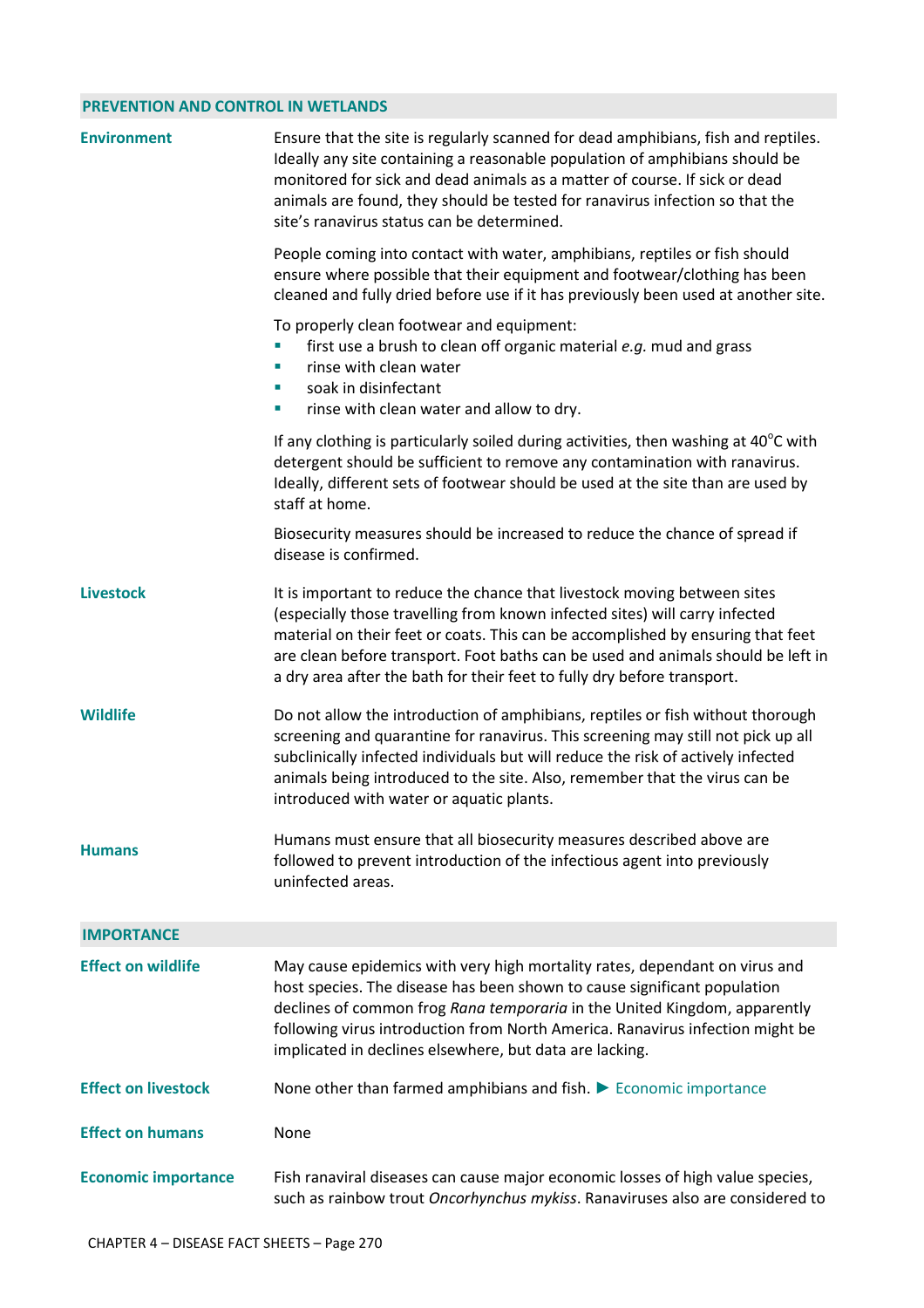## PREVENTION AND CONTROL IN WETLANDS

**Environment**

Ensure that the site is regularly scanned for dead amphibians, fish and reptiles. Ideally any site containing a reasonable population of amphibians should be monitored for sick and dead animals as a matter of course. If sick or dead animals are found, they should be tested for ranavirus infection so that the site's ranavirus status can be determined.

People coming into contact with water, amphibians, reptiles or fish should ensure where possible that their equipment and footwear/clothing has been cleaned and fully dried before use if it has previously been used at another site.

To properly clean footwear and equipment:

- first use a brush to clean off organic material *e.g.* mud and grass
- rinse with clean water
- soak in disinfectant
- rinse with clean water and allow to dry.

If any clothing is particularly soiled during activities, then washing at 40°C with detergent should be sufficient to remove any contamination with ranavirus. Ideally, different sets of footwear should be used at the site than are used by staff at home.

Biosecurity measures should be increased to reduce the chance of spread if disease is confirmed.

**Livestock**

It is important to reduce the chance that livestock moving between sites (especially those travelling from known infected sites) will carry infected material on their feet or coats. This can be accomplished by ensuring that feet are clean before transport. Foot baths can be used and animals should be left in a dry area after the bath for their feet to fully dry before transport.

**Wildlife**

Do not allow the introduction of amphibians, reptiles or fish without thorough screening and quarantine for ranavirus. This screening may still not pick up all subclinically infected individuals but will reduce the risk of actively infected animals being introduced to the site. Also, remember that the virus can be introduced with water or aquatic plants.

**Humans**

Humans must ensure that all biosecurity measures described above are followed to prevent introduction of the infectious agent into previously uninfected areas.

## IMPORTANCE

**Effect on wildlife**

May cause epidemics with very high mortality rates, dependant on virus and host species. The disease has been shown to cause significant population declines of common frog *Rana temporaria* in the United Kingdom, apparently following virus introduction from North America. Ranavirus infection might be implicated in declines elsewhere, but data are lacking.

**Effect on livestock**

None other than farmed amphibians and fish. ► Economic importance

**Effect on humans**

None

**Economic importance**

Fish ranaviral diseases can cause major economic losses of high value species, such as rainbow trout *Oncorhynchus mykiss*. Ranaviruses also are considered to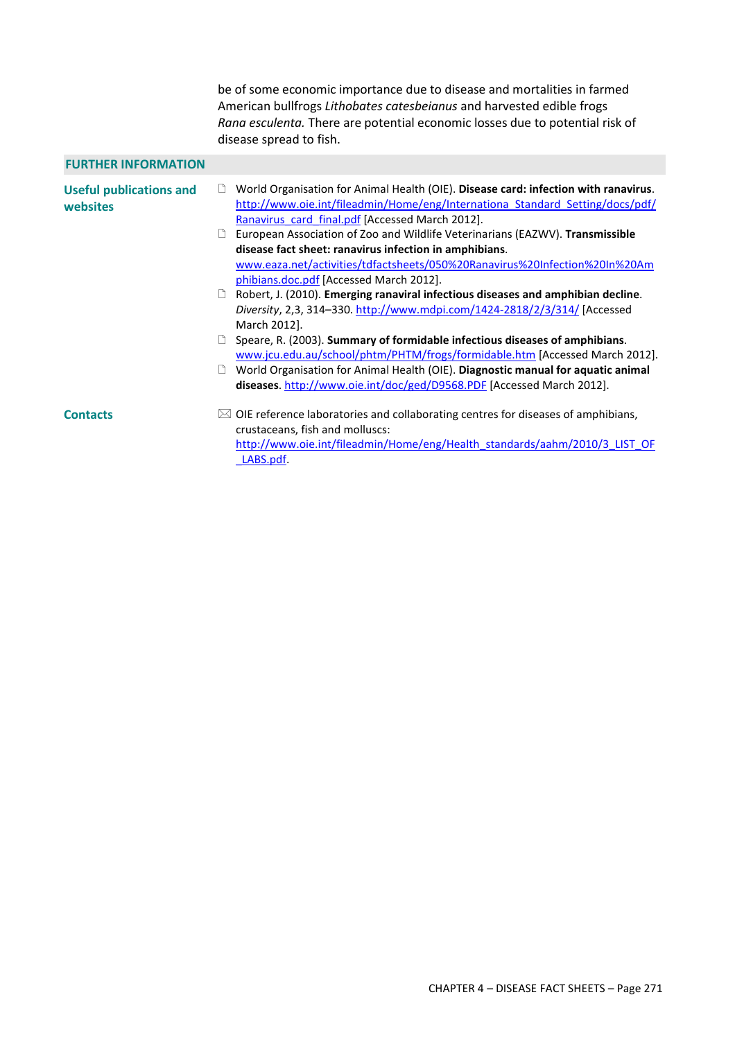be of some economic importance due to disease and mortalities in farmed American bullfrogs *Lithobates catesbeianus* and harvested edible frogs *Rana esculenta.* There are potential economic losses due to potential risk of disease spread to fish.

## FURTHER INFORMATION

**Useful publications and websites**

- World Organisation for Animal Health (OIE). **Disease card: infection with ranavirus**. http://www.oie.int/fileadmin/Home/eng/Internationa_Standard_Setting/docs/pdf/Ranavirus_card_final.pdf [Accessed March 2012].
- European Association of Zoo and Wildlife Veterinarians (EAZWV). **Transmissible disease fact sheet: ranavirus infection in amphibians**. www.eaza.net/activities/tdfactsheets/050%20Ranavirus%20Infection%20In%20Amphibians.doc.pdf [Accessed March 2012].
- Robert, J. (2010). **Emerging ranaviral infectious diseases and amphibian decline**. *Diversity*, 2,3, 314–330. http://www.mdpi.com/1424-2818/2/3/314/ [Accessed March 2012].
- Speare, R. (2003). **Summary of formidable infectious diseases of amphibians**. www.jcu.edu.au/school/phtm/PHTM/frogs/formidable.htm [Accessed March 2012].
- World Organisation for Animal Health (OIE). **Diagnostic manual for aquatic animal diseases**. http://www.oie.int/doc/ged/D9568.PDF [Accessed March 2012].

**Contacts**

- OIE reference laboratories and collaborating centres for diseases of amphibians, crustaceans, fish and molluscs: http://www.oie.int/fileadmin/Home/eng/Health_standards/aahm/2010/3_LIST_OF_LABS.pdf.